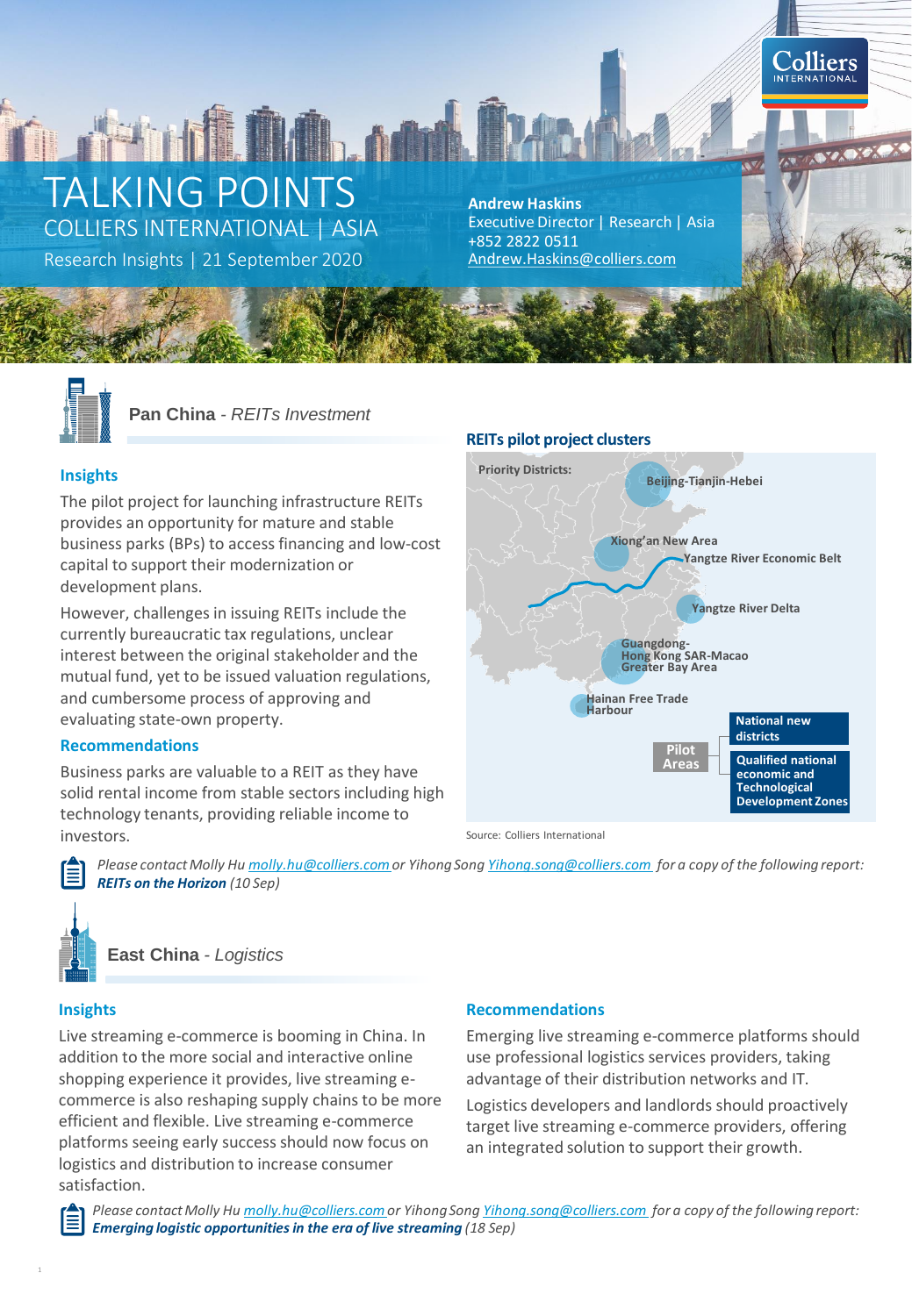# TALKING POINTS

COLLIERS INTERNATIONAL | ASIA

Research Insights | 21 September 2020

**Andrew Haskins**
Executive Director | Research | Asia
+852 2822 0511
Andrew.Haskins@colliers.com

## Pan China - *REITs Investment*

### Insights

The pilot project for launching infrastructure REITs provides an opportunity for mature and stable business parks (BPs) to access financing and low-cost capital to support their modernization or development plans.

However, challenges in issuing REITs include the currently bureaucratic tax regulations, unclear interest between the original stakeholder and the mutual fund, yet to be issued valuation regulations, and cumbersome process of approving and evaluating state-own property.

### Recommendations

Business parks are valuable to a REIT as they have solid rental income from stable sectors including high technology tenants, providing reliable income to investors.

**REITs pilot project clusters**

Priority Districts:
Beijing-Tianjin-Hebei
Xiong'an New Area
Yangtze River Economic Belt
Yangtze River Delta
Guangdong-Hong Kong SAR-Macao Greater Bay Area
Hainan Free Trade Harbour

Pilot Areas
National new districts
Qualified national economic and Technological Development Zones

Source: Colliers International

*Please contact Molly Hu molly.hu@colliers.com or Yihong Song Yihong.song@colliers.com for a copy of the following report:* ***REITs on the Horizon*** *(10 Sep)*

## East China - *Logistics*

### Insights

Live streaming e-commerce is booming in China. In addition to the more social and interactive online shopping experience it provides, live streaming e-commerce is also reshaping supply chains to be more efficient and flexible. Live streaming e-commerce platforms seeing early success should now focus on logistics and distribution to increase consumer satisfaction.

### Recommendations

Emerging live streaming e-commerce platforms should use professional logistics services providers, taking advantage of their distribution networks and IT.

Logistics developers and landlords should proactively target live streaming e-commerce providers, offering an integrated solution to support their growth.

*Please contact Molly Hu molly.hu@colliers.com or Yihong Song Yihong.song@colliers.com for a copy of the following report:* ***Emerging logistic opportunities in the era of live streaming*** *(18 Sep)*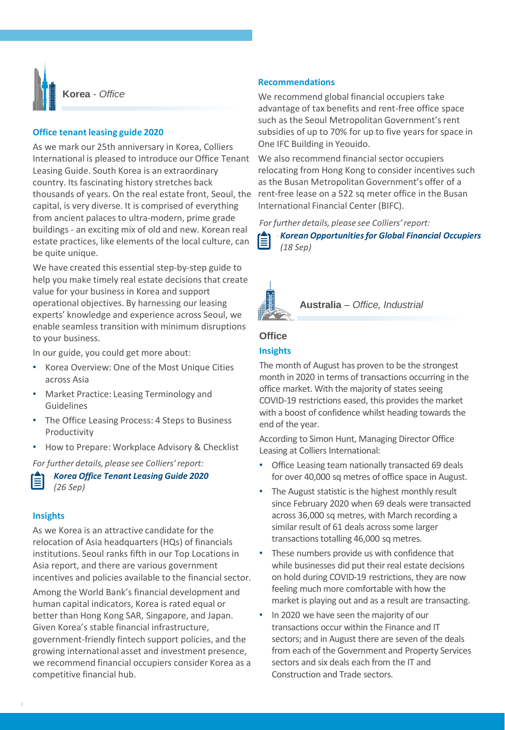## Korea - *Office*

### Office tenant leasing guide 2020

As we mark our 25th anniversary in Korea, Colliers International is pleased to introduce our Office Tenant Leasing Guide. South Korea is an extraordinary country. Its fascinating history stretches back thousands of years. On the real estate front, Seoul, the capital, is very diverse. It is comprised of everything from ancient palaces to ultra-modern, prime grade buildings - an exciting mix of old and new. Korean real estate practices, like elements of the local culture, can be quite unique.

We have created this essential step-by-step guide to help you make timely real estate decisions that create value for your business in Korea and support operational objectives. By harnessing our leasing experts' knowledge and experience across Seoul, we enable seamless transition with minimum disruptions to your business.

In our guide, you could get more about:

- Korea Overview: One of the Most Unique Cities across Asia
- Market Practice: Leasing Terminology and Guidelines
- The Office Leasing Process: 4 Steps to Business Productivity
- How to Prepare: Workplace Advisory & Checklist

*For further details, please see Colliers' report:*

- ***Korea Office Tenant Leasing Guide 2020*** *(26 Sep)*

### Insights

As we Korea is an attractive candidate for the relocation of Asia headquarters (HQs) of financials institutions. Seoul ranks fifth in our Top Locations in Asia report, and there are various government incentives and policies available to the financial sector.

Among the World Bank's financial development and human capital indicators, Korea is rated equal or better than Hong Kong SAR, Singapore, and Japan. Given Korea's stable financial infrastructure, government-friendly fintech support policies, and the growing international asset and investment presence, we recommend financial occupiers consider Korea as a competitive financial hub.

### Recommendations

We recommend global financial occupiers take advantage of tax benefits and rent-free office space such as the Seoul Metropolitan Government's rent subsidies of up to 70% for up to five years for space in One IFC Building in Yeouido.

We also recommend financial sector occupiers relocating from Hong Kong to consider incentives such as the Busan Metropolitan Government's offer of a rent-free lease on a 522 sq meter office in the Busan International Financial Center (BIFC).

*For further details, please see Colliers' report:*

- ***Korean Opportunities for Global Financial Occupiers*** *(18 Sep)*

## Australia – *Office, Industrial*

### Office

### Insights

The month of August has proven to be the strongest month in 2020 in terms of transactions occurring in the office market. With the majority of states seeing COVID-19 restrictions eased, this provides the market with a boost of confidence whilst heading towards the end of the year.

According to Simon Hunt, Managing Director Office Leasing at Colliers International:

- Office Leasing team nationally transacted 69 deals for over 40,000 sq metres of office space in August.
- The August statistic is the highest monthly result since February 2020 when 69 deals were transacted across 36,000 sq metres, with March recording a similar result of 61 deals across some larger transactions totalling 46,000 sq metres.
- These numbers provide us with confidence that while businesses did put their real estate decisions on hold during COVID-19 restrictions, they are now feeling much more comfortable with how the market is playing out and as a result are transacting.
- In 2020 we have seen the majority of our transactions occur within the Finance and IT sectors; and in August there are seven of the deals from each of the Government and Property Services sectors and six deals each from the IT and Construction and Trade sectors.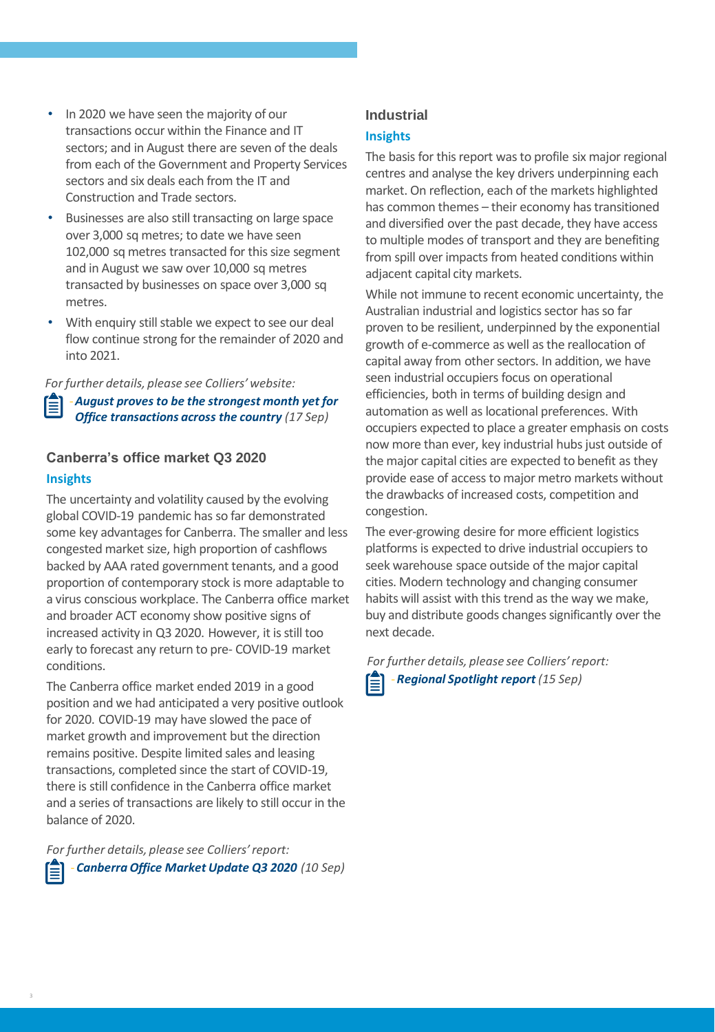- In 2020 we have seen the majority of our transactions occur within the Finance and IT sectors; and in August there are seven of the deals from each of the Government and Property Services sectors and six deals each from the IT and Construction and Trade sectors.
- Businesses are also still transacting on large space over 3,000 sq metres; to date we have seen 102,000 sq metres transacted for this size segment and in August we saw over 10,000 sq metres transacted by businesses on space over 3,000 sq metres.
- With enquiry still stable we expect to see our deal flow continue strong for the remainder of 2020 and into 2021.

*For further details, please see Colliers' website:*

- ***August proves to be the strongest month yet for Office transactions across the country*** *(17 Sep)*

### Canberra's office market Q3 2020

**Insights**

The uncertainty and volatility caused by the evolving global COVID-19 pandemic has so far demonstrated some key advantages for Canberra. The smaller and less congested market size, high proportion of cashflows backed by AAA rated government tenants, and a good proportion of contemporary stock is more adaptable to a virus conscious workplace. The Canberra office market and broader ACT economy show positive signs of increased activity in Q3 2020. However, it is still too early to forecast any return to pre- COVID-19 market conditions.

The Canberra office market ended 2019 in a good position and we had anticipated a very positive outlook for 2020. COVID-19 may have slowed the pace of market growth and improvement but the direction remains positive. Despite limited sales and leasing transactions, completed since the start of COVID-19, there is still confidence in the Canberra office market and a series of transactions are likely to still occur in the balance of 2020.

*For further details, please see Colliers' report:*

- ***Canberra Office Market Update Q3 2020*** *(10 Sep)*

### Industrial

**Insights**

The basis for this report was to profile six major regional centres and analyse the key drivers underpinning each market. On reflection, each of the markets highlighted has common themes – their economy has transitioned and diversified over the past decade, they have access to multiple modes of transport and they are benefiting from spill over impacts from heated conditions within adjacent capital city markets.

While not immune to recent economic uncertainty, the Australian industrial and logistics sector has so far proven to be resilient, underpinned by the exponential growth of e-commerce as well as the reallocation of capital away from other sectors. In addition, we have seen industrial occupiers focus on operational efficiencies, both in terms of building design and automation as well as locational preferences. With occupiers expected to place a greater emphasis on costs now more than ever, key industrial hubs just outside of the major capital cities are expected to benefit as they provide ease of access to major metro markets without the drawbacks of increased costs, competition and congestion.

The ever-growing desire for more efficient logistics platforms is expected to drive industrial occupiers to seek warehouse space outside of the major capital cities. Modern technology and changing consumer habits will assist with this trend as the way we make, buy and distribute goods changes significantly over the next decade.

*For further details, please see Colliers' report:*

- ***Regional Spotlight report*** *(15 Sep)*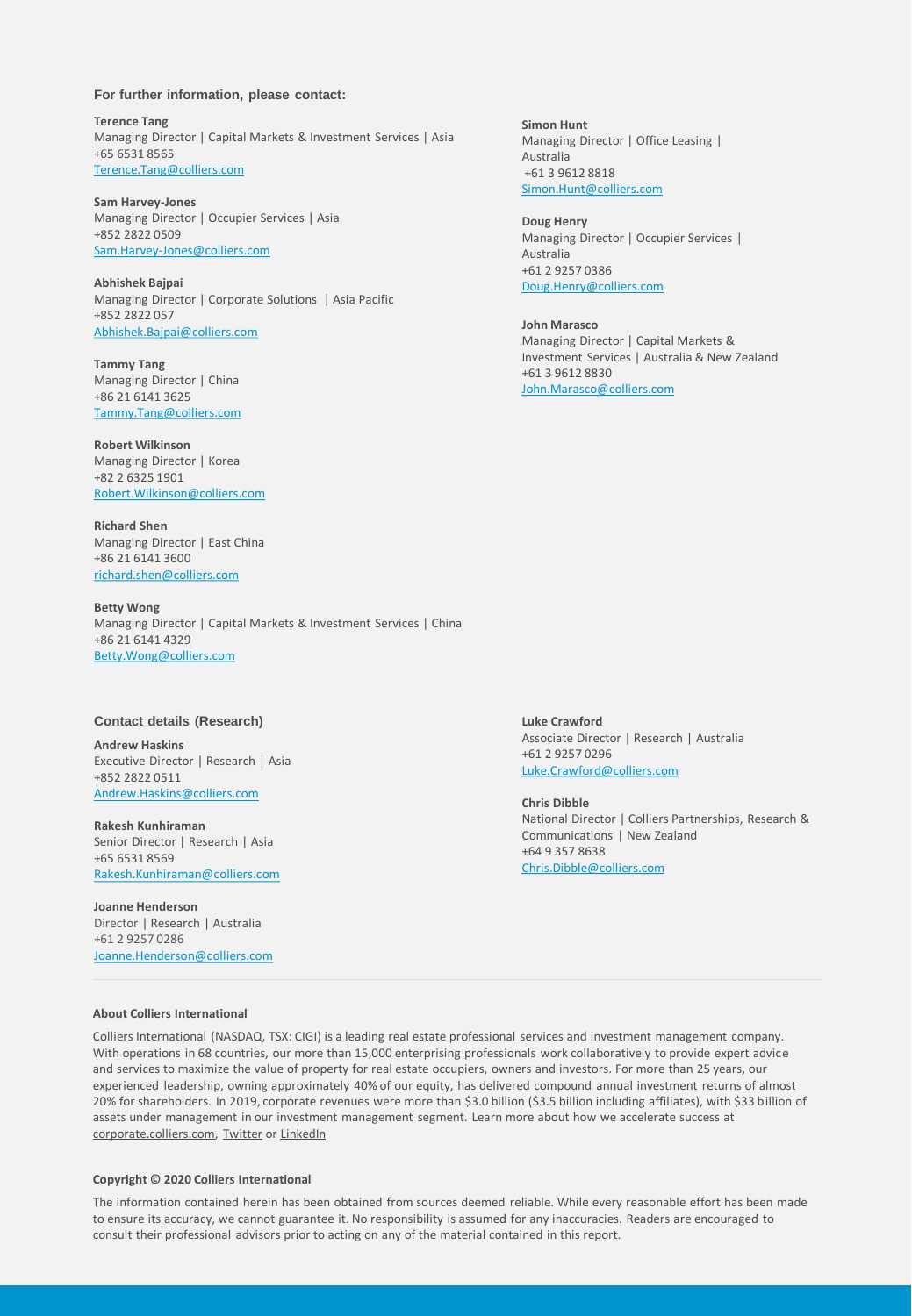### For further information, please contact:

**Terence Tang**
Managing Director | Capital Markets & Investment Services | Asia
+65 6531 8565
Terence.Tang@colliers.com

**Sam Harvey-Jones**
Managing Director | Occupier Services | Asia
+852 2822 0509
Sam.Harvey-Jones@colliers.com

**Abhishek Bajpai**
Managing Director | Corporate Solutions | Asia Pacific
+852 2822 057
Abhishek.Bajpai@colliers.com

**Tammy Tang**
Managing Director | China
+86 21 6141 3625
Tammy.Tang@colliers.com

**Robert Wilkinson**
Managing Director | Korea
+82 2 6325 1901
Robert.Wilkinson@colliers.com

**Richard Shen**
Managing Director | East China
+86 21 6141 3600
richard.shen@colliers.com

**Betty Wong**
Managing Director | Capital Markets & Investment Services | China
+86 21 6141 4329
Betty.Wong@colliers.com

**Simon Hunt**
Managing Director | Office Leasing | Australia
+61 3 9612 8818
Simon.Hunt@colliers.com

**Doug Henry**
Managing Director | Occupier Services | Australia
+61 2 9257 0386
Doug.Henry@colliers.com

**John Marasco**
Managing Director | Capital Markets & Investment Services | Australia & New Zealand
+61 3 9612 8830
John.Marasco@colliers.com

### Contact details (Research)

**Andrew Haskins**
Executive Director | Research | Asia
+852 2822 0511
Andrew.Haskins@colliers.com

**Rakesh Kunhiraman**
Senior Director | Research | Asia
+65 6531 8569
Rakesh.Kunhiraman@colliers.com

**Joanne Henderson**
Director | Research | Australia
+61 2 9257 0286
Joanne.Henderson@colliers.com

**Luke Crawford**
Associate Director | Research | Australia
+61 2 9257 0296
Luke.Crawford@colliers.com

**Chris Dibble**
National Director | Colliers Partnerships, Research & Communications | New Zealand
+64 9 357 8638
Chris.Dibble@colliers.com

---

**About Colliers International**

Colliers International (NASDAQ, TSX: CIGI) is a leading real estate professional services and investment management company. With operations in 68 countries, our more than 15,000 enterprising professionals work collaboratively to provide expert advice and services to maximize the value of property for real estate occupiers, owners and investors. For more than 25 years, our experienced leadership, owning approximately 40% of our equity, has delivered compound annual investment returns of almost 20% for shareholders. In 2019, corporate revenues were more than $3.0 billion ($3.5 billion including affiliates), with $33 billion of assets under management in our investment management segment. Learn more about how we accelerate success at corporate.colliers.com, Twitter or LinkedIn

**Copyright © 2020 Colliers International**

The information contained herein has been obtained from sources deemed reliable. While every reasonable effort has been made to ensure its accuracy, we cannot guarantee it. No responsibility is assumed for any inaccuracies. Readers are encouraged to consult their professional advisors prior to acting on any of the material contained in this report.